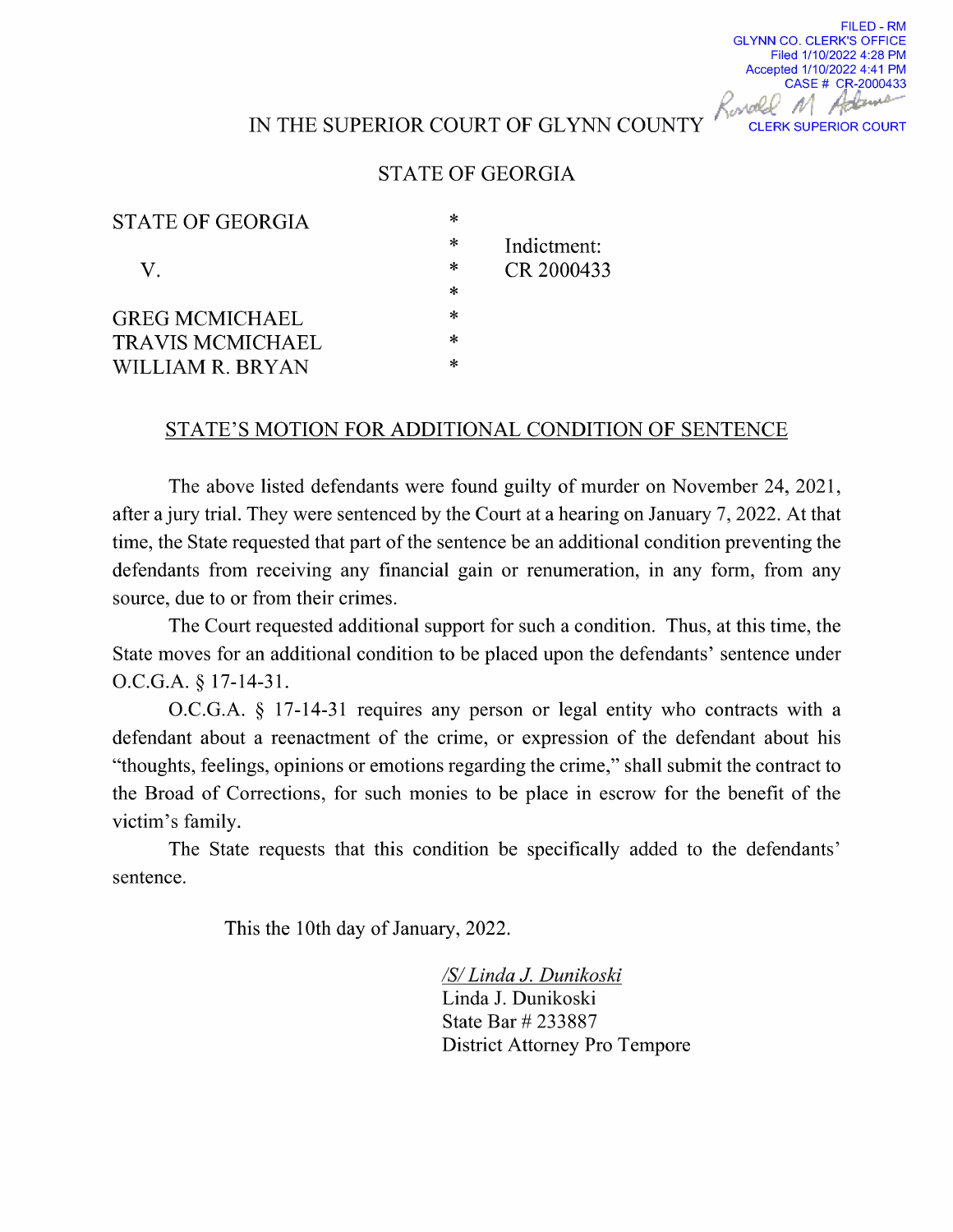FILED - RM
GLYNN CO. CLERK'S OFFICE
Filed 1/10/2022 4:28 PM
Accepted 1/10/2022 4:41 PM
CASE # CR-2000433
CLERK SUPERIOR COURT

IN THE SUPERIOR COURT OF GLYNN COUNTY

STATE OF GEORGIA

STATE OF GEORGIA *
*
V. * Indictment: CR 2000433
*
GREG MCMICHAEL *
TRAVIS MCMICHAEL *
WILLIAM R. BRYAN *

## STATE'S MOTION FOR ADDITIONAL CONDITION OF SENTENCE

The above listed defendants were found guilty of murder on November 24, 2021, after a jury trial. They were sentenced by the Court at a hearing on January 7, 2022. At that time, the State requested that part of the sentence be an additional condition preventing the defendants from receiving any financial gain or renumeration, in any form, from any source, due to or from their crimes.

The Court requested additional support for such a condition. Thus, at this time, the State moves for an additional condition to be placed upon the defendants' sentence under O.C.G.A. § 17-14-31.

O.C.G.A. § 17-14-31 requires any person or legal entity who contracts with a defendant about a reenactment of the crime, or expression of the defendant about his "thoughts, feelings, opinions or emotions regarding the crime," shall submit the contract to the Broad of Corrections, for such monies to be place in escrow for the benefit of the victim's family.

The State requests that this condition be specifically added to the defendants' sentence.

This the 10th day of January, 2022.

/S/ Linda J. Dunikoski
Linda J. Dunikoski
State Bar # 233887
District Attorney Pro Tempore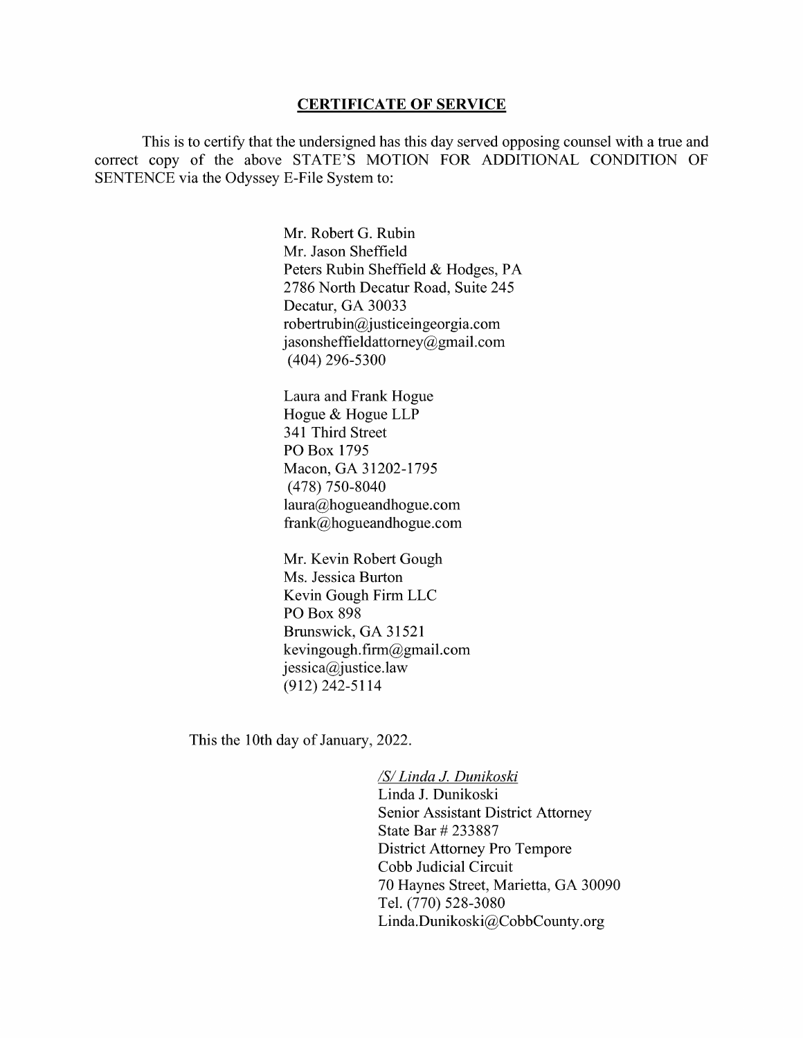## CERTIFICATE OF SERVICE

This is to certify that the undersigned has this day served opposing counsel with a true and correct copy of the above STATE'S MOTION FOR ADDITIONAL CONDITION OF SENTENCE via the Odyssey E-File System to:

Mr. Robert G. Rubin  
Mr. Jason Sheffield  
Peters Rubin Sheffield & Hodges, PA  
2786 North Decatur Road, Suite 245  
Decatur, GA 30033  
robertrubin@justiceingeorgia.com  
jasonsheffieldattorney@gmail.com  
(404) 296-5300

Laura and Frank Hogue  
Hogue & Hogue LLP  
341 Third Street  
PO Box 1795  
Macon, GA 31202-1795  
(478) 750-8040  
laura@hogueandhogue.com  
frank@hogueandhogue.com

Mr. Kevin Robert Gough  
Ms. Jessica Burton  
Kevin Gough Firm LLC  
PO Box 898  
Brunswick, GA 31521  
kevingough.firm@gmail.com  
jessica@justice.law  
(912) 242-5114

This the 10th day of January, 2022.

*/S/ Linda J. Dunikoski*  
Linda J. Dunikoski  
Senior Assistant District Attorney  
State Bar # 233887  
District Attorney Pro Tempore  
Cobb Judicial Circuit  
70 Haynes Street, Marietta, GA 30090  
Tel. (770) 528-3080  
Linda.Dunikoski@CobbCounty.org